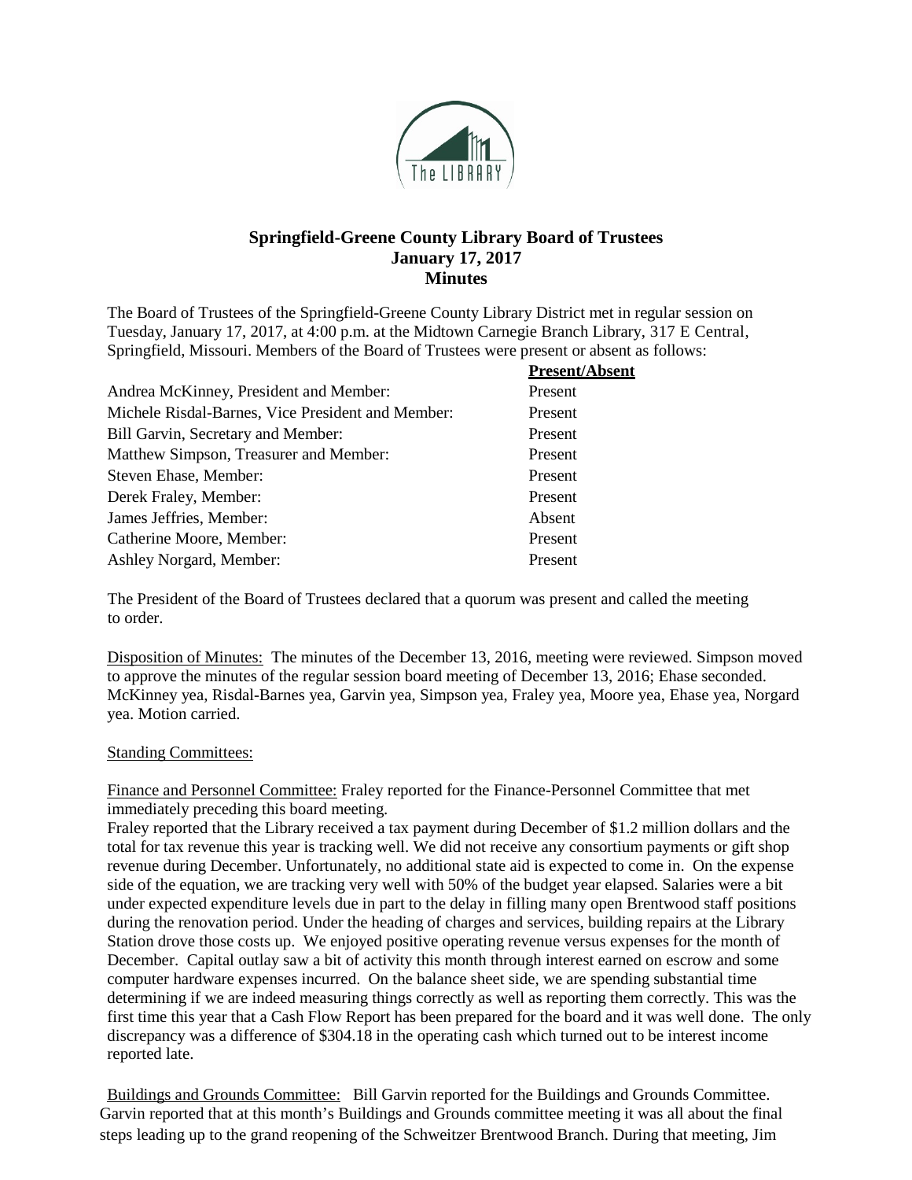# Springfield-Greene County Library Board of Trustees
## January 17, 2017
## Minutes

The Board of Trustees of the Springfield-Greene County Library District met in regular session on Tuesday, January 17, 2017, at 4:00 p.m. at the Midtown Carnegie Branch Library, 317 E Central, Springfield, Missouri. Members of the Board of Trustees were present or absent as follows:

| | **Present/Absent** |
|---|---|
| Andrea McKinney, President and Member: | Present |
| Michele Risdal-Barnes, Vice President and Member: | Present |
| Bill Garvin, Secretary and Member: | Present |
| Matthew Simpson, Treasurer and Member: | Present |
| Steven Ehase, Member: | Present |
| Derek Fraley, Member: | Present |
| James Jeffries, Member: | Absent |
| Catherine Moore, Member: | Present |
| Ashley Norgard, Member: | Present |

The President of the Board of Trustees declared that a quorum was present and called the meeting to order.

Disposition of Minutes: The minutes of the December 13, 2016, meeting were reviewed. Simpson moved to approve the minutes of the regular session board meeting of December 13, 2016; Ehase seconded. McKinney yea, Risdal-Barnes yea, Garvin yea, Simpson yea, Fraley yea, Moore yea, Ehase yea, Norgard yea. Motion carried.

Standing Committees:

Finance and Personnel Committee: Fraley reported for the Finance-Personnel Committee that met immediately preceding this board meeting.

Fraley reported that the Library received a tax payment during December of $1.2 million dollars and the total for tax revenue this year is tracking well. We did not receive any consortium payments or gift shop revenue during December. Unfortunately, no additional state aid is expected to come in. On the expense side of the equation, we are tracking very well with 50% of the budget year elapsed. Salaries were a bit under expected expenditure levels due in part to the delay in filling many open Brentwood staff positions during the renovation period. Under the heading of charges and services, building repairs at the Library Station drove those costs up. We enjoyed positive operating revenue versus expenses for the month of December. Capital outlay saw a bit of activity this month through interest earned on escrow and some computer hardware expenses incurred. On the balance sheet side, we are spending substantial time determining if we are indeed measuring things correctly as well as reporting them correctly. This was the first time this year that a Cash Flow Report has been prepared for the board and it was well done. The only discrepancy was a difference of $304.18 in the operating cash which turned out to be interest income reported late.

Buildings and Grounds Committee: Bill Garvin reported for the Buildings and Grounds Committee. Garvin reported that at this month's Buildings and Grounds committee meeting it was all about the final steps leading up to the grand reopening of the Schweitzer Brentwood Branch. During that meeting, Jim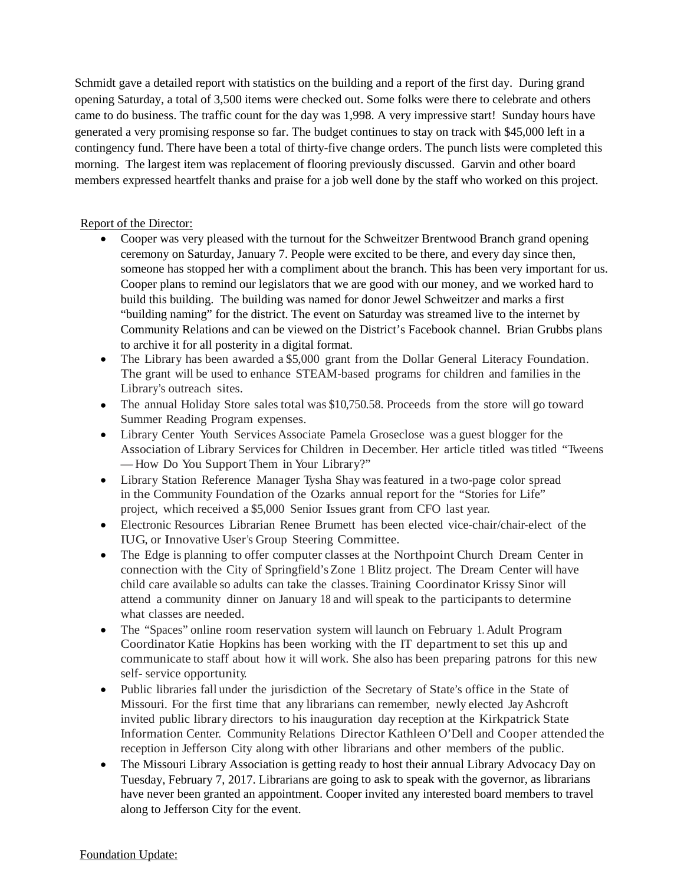Schmidt gave a detailed report with statistics on the building and a report of the first day. During grand opening Saturday, a total of 3,500 items were checked out. Some folks were there to celebrate and others came to do business. The traffic count for the day was 1,998. A very impressive start! Sunday hours have generated a very promising response so far. The budget continues to stay on track with $45,000 left in a contingency fund. There have been a total of thirty-five change orders. The punch lists were completed this morning. The largest item was replacement of flooring previously discussed. Garvin and other board members expressed heartfelt thanks and praise for a job well done by the staff who worked on this project.

Report of the Director:

- Cooper was very pleased with the turnout for the Schweitzer Brentwood Branch grand opening ceremony on Saturday, January 7. People were excited to be there, and every day since then, someone has stopped her with a compliment about the branch. This has been very important for us. Cooper plans to remind our legislators that we are good with our money, and we worked hard to build this building. The building was named for donor Jewel Schweitzer and marks a first "building naming" for the district. The event on Saturday was streamed live to the internet by Community Relations and can be viewed on the District's Facebook channel. Brian Grubbs plans to archive it for all posterity in a digital format.
- The Library has been awarded a $5,000 grant from the Dollar General Literacy Foundation. The grant will be used to enhance STEAM-based programs for children and families in the Library's outreach sites.
- The annual Holiday Store sales total was $10,750.58. Proceeds from the store will go toward Summer Reading Program expenses.
- Library Center Youth Services Associate Pamela Groseclose was a guest blogger for the Association of Library Services for Children in December. Her article titled was titled "Tweens — How Do You Support Them in Your Library?"
- Library Station Reference Manager Tysha Shay was featured in a two-page color spread in the Community Foundation of the Ozarks annual report for the "Stories for Life" project, which received a $5,000 Senior Issues grant from CFO last year.
- Electronic Resources Librarian Renee Brumett has been elected vice-chair/chair-elect of the IUG, or Innovative User's Group Steering Committee.
- The Edge is planning to offer computer classes at the Northpoint Church Dream Center in connection with the City of Springfield's Zone 1 Blitz project. The Dream Center will have child care available so adults can take the classes. Training Coordinator Krissy Sinor will attend a community dinner on January 18 and will speak to the participants to determine what classes are needed.
- The "Spaces" online room reservation system will launch on February 1. Adult Program Coordinator Katie Hopkins has been working with the IT department to set this up and communicate to staff about how it will work. She also has been preparing patrons for this new self- service opportunity.
- Public libraries fall under the jurisdiction of the Secretary of State's office in the State of Missouri. For the first time that any librarians can remember, newly elected Jay Ashcroft invited public library directors to his inauguration day reception at the Kirkpatrick State Information Center. Community Relations Director Kathleen O'Dell and Cooper attended the reception in Jefferson City along with other librarians and other members of the public.
- The Missouri Library Association is getting ready to host their annual Library Advocacy Day on Tuesday, February 7, 2017. Librarians are going to ask to speak with the governor, as librarians have never been granted an appointment. Cooper invited any interested board members to travel along to Jefferson City for the event.

Foundation Update: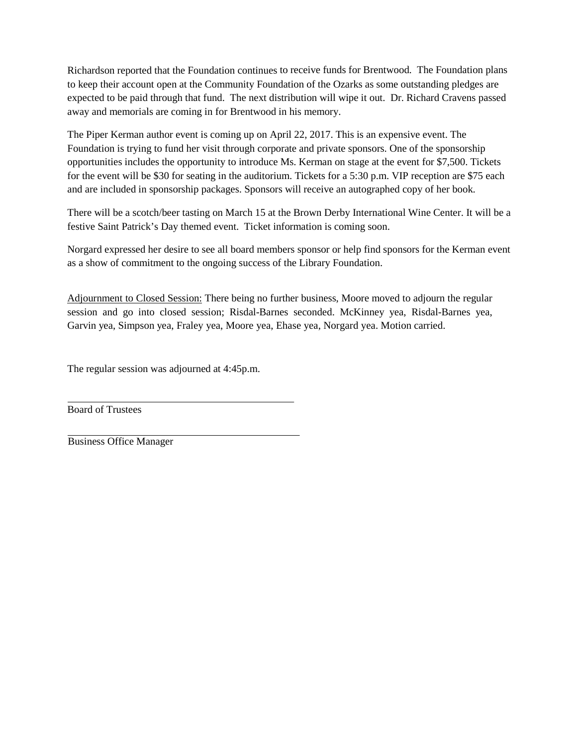Richardson reported that the Foundation continues to receive funds for Brentwood. The Foundation plans to keep their account open at the Community Foundation of the Ozarks as some outstanding pledges are expected to be paid through that fund. The next distribution will wipe it out. Dr. Richard Cravens passed away and memorials are coming in for Brentwood in his memory.

The Piper Kerman author event is coming up on April 22, 2017. This is an expensive event. The Foundation is trying to fund her visit through corporate and private sponsors. One of the sponsorship opportunities includes the opportunity to introduce Ms. Kerman on stage at the event for $7,500. Tickets for the event will be $30 for seating in the auditorium. Tickets for a 5:30 p.m. VIP reception are $75 each and are included in sponsorship packages. Sponsors will receive an autographed copy of her book.

There will be a scotch/beer tasting on March 15 at the Brown Derby International Wine Center. It will be a festive Saint Patrick's Day themed event. Ticket information is coming soon.

Norgard expressed her desire to see all board members sponsor or help find sponsors for the Kerman event as a show of commitment to the ongoing success of the Library Foundation.

<u>Adjournment to Closed Session:</u> There being no further business, Moore moved to adjourn the regular session and go into closed session; Risdal-Barnes seconded. McKinney yea, Risdal-Barnes yea, Garvin yea, Simpson yea, Fraley yea, Moore yea, Ehase yea, Norgard yea. Motion carried.

The regular session was adjourned at 4:45p.m.

\_\_\_\_\_\_\_\_\_\_\_\_\_\_\_\_\_\_\_\_\_\_\_\_\_\_\_\_\_\_\_\_\_\_\_\_\_\_\_\_

Board of Trustees

\_\_\_\_\_\_\_\_\_\_\_\_\_\_\_\_\_\_\_\_\_\_\_\_\_\_\_\_\_\_\_\_\_\_\_\_\_\_\_\_

Business Office Manager